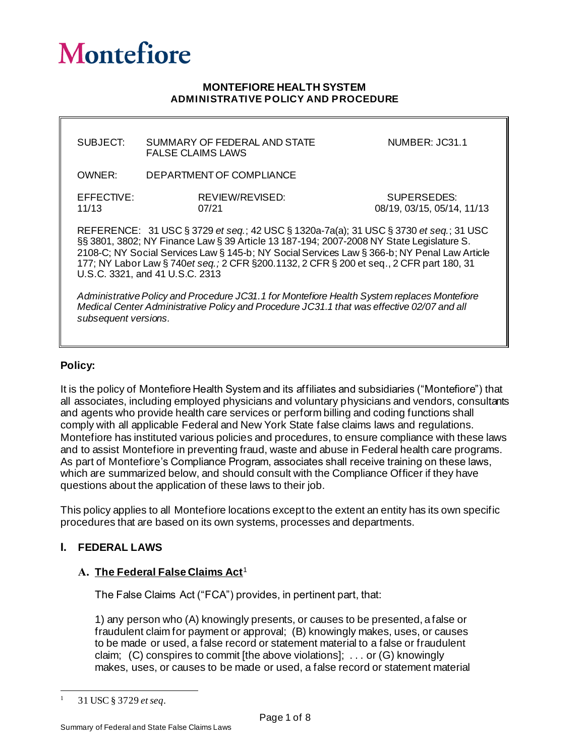# Montefiore

**MONTEFIORE HEALTH SYSTEM**
**ADMINISTRATIVE POLICY AND PROCEDURE**

| | | |
|---|---|---|
| SUBJECT: SUMMARY OF FEDERAL AND STATE FALSE CLAIMS LAWS | | NUMBER: JC31.1 |
| OWNER: DEPARTMENT OF COMPLIANCE | | |
| EFFECTIVE: 11/13 | REVIEW/REVISED: 07/21 | SUPERSEDES: 08/19, 03/15, 05/14, 11/13 |

REFERENCE: 31 USC § 3729 *et seq.*; 42 USC § 1320a-7a(a); 31 USC § 3730 *et seq.*; 31 USC §§ 3801, 3802; NY Finance Law § 39 Article 13 187-194; 2007-2008 NY State Legislature S. 2108-C; NY Social Services Law § 145-b; NY Social Services Law § 366-b; NY Penal Law Article 177; NY Labor Law § 740*et seq.;* 2 CFR §200.1132, 2 CFR § 200 et seq., 2 CFR part 180, 31 U.S.C. 3321, and 41 U.S.C. 2313

*Administrative Policy and Procedure JC31.1 for Montefiore Health System replaces Montefiore Medical Center Administrative Policy and Procedure JC31.1 that was effective 02/07 and all subsequent versions.*

**Policy:**

It is the policy of Montefiore Health System and its affiliates and subsidiaries ("Montefiore") that all associates, including employed physicians and voluntary physicians and vendors, consultants and agents who provide health care services or perform billing and coding functions shall comply with all applicable Federal and New York State false claims laws and regulations. Montefiore has instituted various policies and procedures, to ensure compliance with these laws and to assist Montefiore in preventing fraud, waste and abuse in Federal health care programs. As part of Montefiore's Compliance Program, associates shall receive training on these laws, which are summarized below, and should consult with the Compliance Officer if they have questions about the application of these laws to their job.

This policy applies to all Montefiore locations except to the extent an entity has its own specific procedures that are based on its own systems, processes and departments.

## I. FEDERAL LAWS

### A. The Federal False Claims Act[1]

The False Claims Act ("FCA") provides, in pertinent part, that:

1) any person who (A) knowingly presents, or causes to be presented, a false or fraudulent claim for payment or approval; (B) knowingly makes, uses, or causes to be made or used, a false record or statement material to a false or fraudulent claim; (C) conspires to commit [the above violations]; . . . or (G) knowingly makes, uses, or causes to be made or used, a false record or statement material

[1] 31 USC § 3729 *et seq*.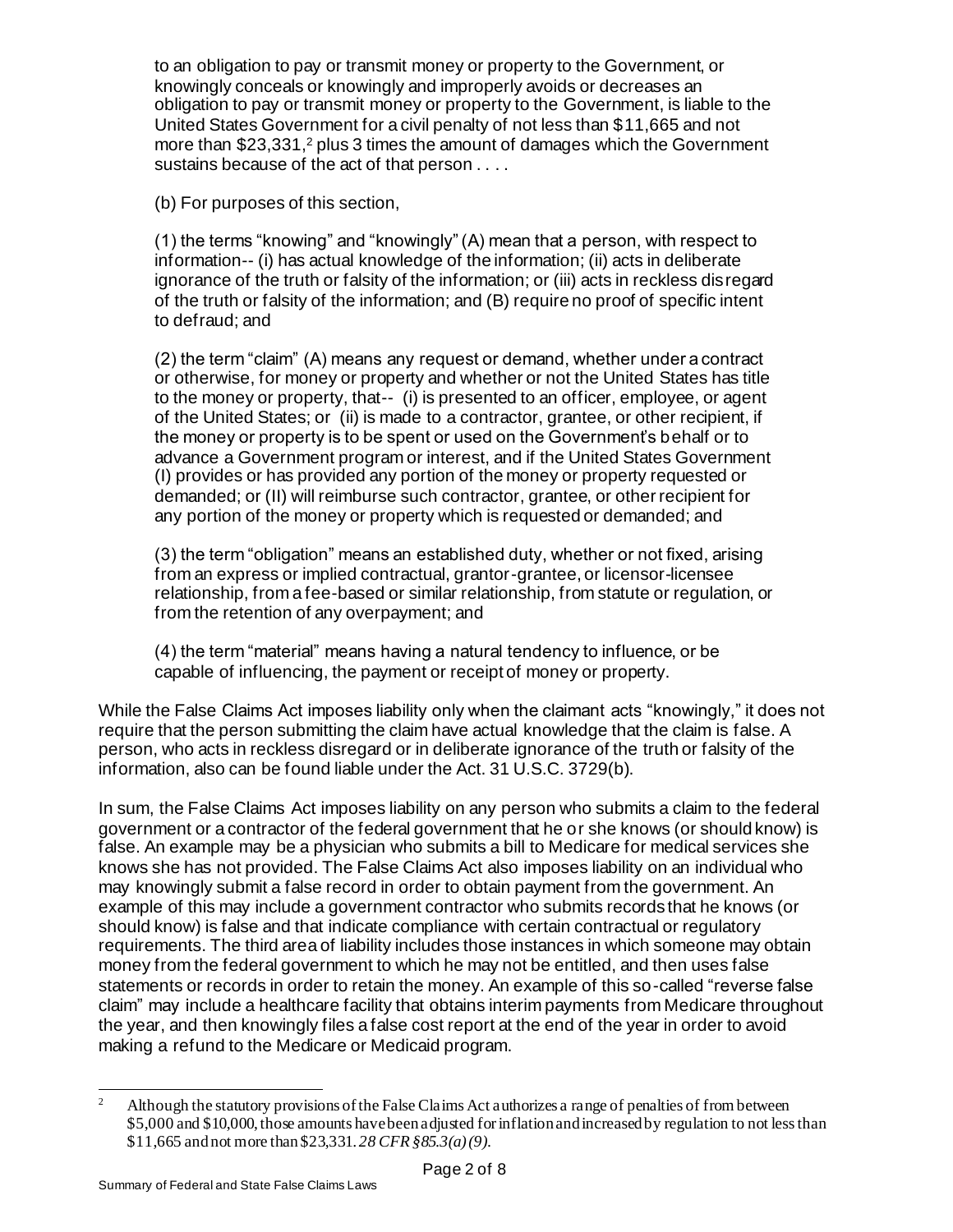> to an obligation to pay or transmit money or property to the Government, or knowingly conceals or knowingly and improperly avoids or decreases an obligation to pay or transmit money or property to the Government, is liable to the United States Government for a civil penalty of not less than $11,665 and not more than $23,331,[2] plus 3 times the amount of damages which the Government sustains because of the act of that person . . . .
>
> (b) For purposes of this section,
>
> (1) the terms "knowing" and "knowingly" (A) mean that a person, with respect to information-- (i) has actual knowledge of the information; (ii) acts in deliberate ignorance of the truth or falsity of the information; or (iii) acts in reckless disregard of the truth or falsity of the information; and (B) require no proof of specific intent to defraud; and
>
> (2) the term "claim" (A) means any request or demand, whether under a contract or otherwise, for money or property and whether or not the United States has title to the money or property, that-- (i) is presented to an officer, employee, or agent of the United States; or (ii) is made to a contractor, grantee, or other recipient, if the money or property is to be spent or used on the Government's behalf or to advance a Government program or interest, and if the United States Government (I) provides or has provided any portion of the money or property requested or demanded; or (II) will reimburse such contractor, grantee, or other recipient for any portion of the money or property which is requested or demanded; and
>
> (3) the term "obligation" means an established duty, whether or not fixed, arising from an express or implied contractual, grantor-grantee, or licensor-licensee relationship, from a fee-based or similar relationship, from statute or regulation, or from the retention of any overpayment; and
>
> (4) the term "material" means having a natural tendency to influence, or be capable of influencing, the payment or receipt of money or property.

While the False Claims Act imposes liability only when the claimant acts "knowingly," it does not require that the person submitting the claim have actual knowledge that the claim is false. A person, who acts in reckless disregard or in deliberate ignorance of the truth or falsity of the information, also can be found liable under the Act. 31 U.S.C. 3729(b).

In sum, the False Claims Act imposes liability on any person who submits a claim to the federal government or a contractor of the federal government that he or she knows (or should know) is false. An example may be a physician who submits a bill to Medicare for medical services she knows she has not provided. The False Claims Act also imposes liability on an individual who may knowingly submit a false record in order to obtain payment from the government. An example of this may include a government contractor who submits records that he knows (or should know) is false and that indicate compliance with certain contractual or regulatory requirements. The third area of liability includes those instances in which someone may obtain money from the federal government to which he may not be entitled, and then uses false statements or records in order to retain the money. An example of this so-called "reverse false claim" may include a healthcare facility that obtains interim payments from Medicare throughout the year, and then knowingly files a false cost report at the end of the year in order to avoid making a refund to the Medicare or Medicaid program.

---

[2] Although the statutory provisions of the False Claims Act authorizes a range of penalties of from between $5,000 and $10,000, those amounts have been adjusted for inflation and increased by regulation to not less than $11,665 and not more than $23,331. *28 CFR §85.3(a)(9).*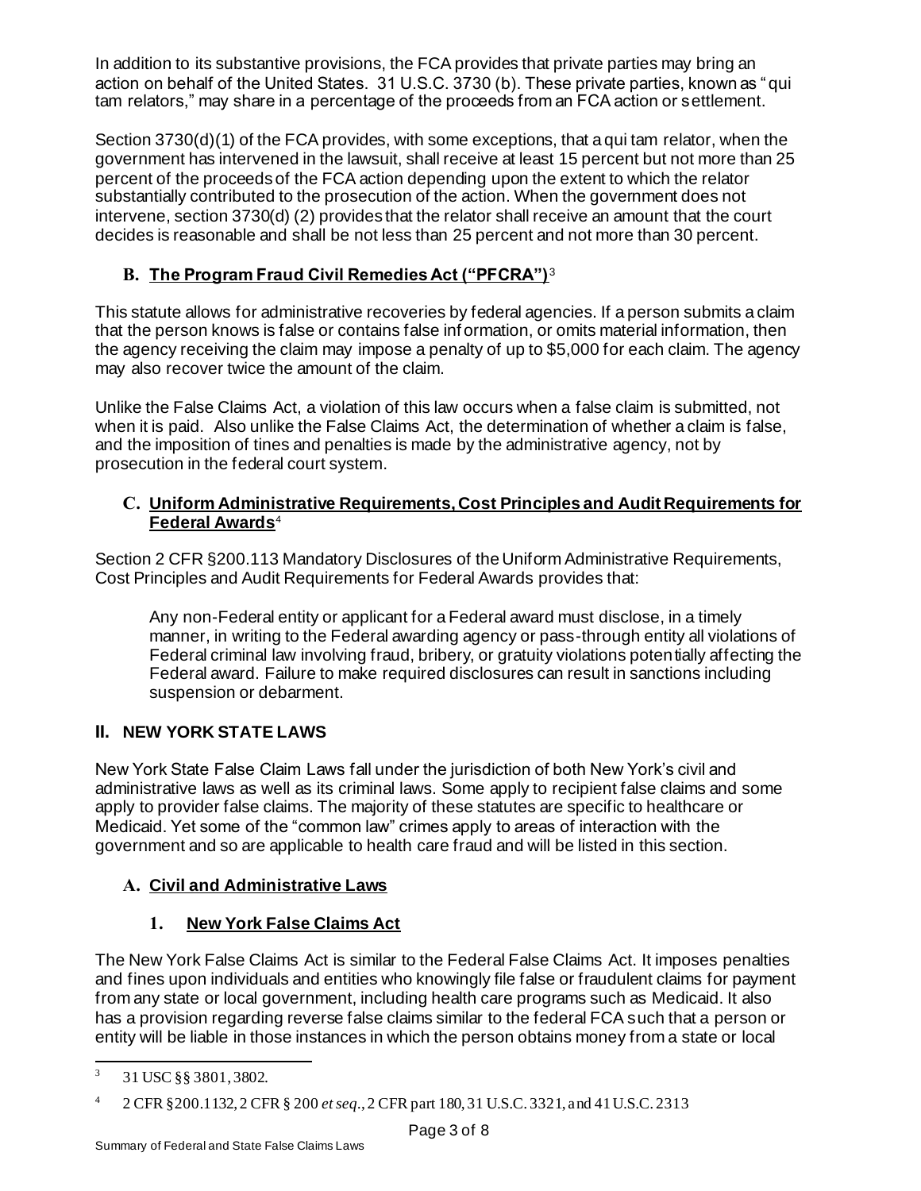In addition to its substantive provisions, the FCA provides that private parties may bring an action on behalf of the United States. 31 U.S.C. 3730 (b). These private parties, known as "qui tam relators," may share in a percentage of the proceeds from an FCA action or settlement.

Section 3730(d)(1) of the FCA provides, with some exceptions, that a qui tam relator, when the government has intervened in the lawsuit, shall receive at least 15 percent but not more than 25 percent of the proceeds of the FCA action depending upon the extent to which the relator substantially contributed to the prosecution of the action. When the government does not intervene, section 3730(d) (2) provides that the relator shall receive an amount that the court decides is reasonable and shall be not less than 25 percent and not more than 30 percent.

### B. The Program Fraud Civil Remedies Act ("PFCRA")[3]

This statute allows for administrative recoveries by federal agencies. If a person submits a claim that the person knows is false or contains false information, or omits material information, then the agency receiving the claim may impose a penalty of up to $5,000 for each claim. The agency may also recover twice the amount of the claim.

Unlike the False Claims Act, a violation of this law occurs when a false claim is submitted, not when it is paid. Also unlike the False Claims Act, the determination of whether a claim is false, and the imposition of tines and penalties is made by the administrative agency, not by prosecution in the federal court system.

### C. Uniform Administrative Requirements, Cost Principles and Audit Requirements for Federal Awards[4]

Section 2 CFR §200.113 Mandatory Disclosures of the Uniform Administrative Requirements, Cost Principles and Audit Requirements for Federal Awards provides that:

> Any non-Federal entity or applicant for a Federal award must disclose, in a timely manner, in writing to the Federal awarding agency or pass-through entity all violations of Federal criminal law involving fraud, bribery, or gratuity violations potentially affecting the Federal award. Failure to make required disclosures can result in sanctions including suspension or debarment.

## II. NEW YORK STATE LAWS

New York State False Claim Laws fall under the jurisdiction of both New York's civil and administrative laws as well as its criminal laws. Some apply to recipient false claims and some apply to provider false claims. The majority of these statutes are specific to healthcare or Medicaid. Yet some of the "common law" crimes apply to areas of interaction with the government and so are applicable to health care fraud and will be listed in this section.

### A. Civil and Administrative Laws

#### 1. New York False Claims Act

The New York False Claims Act is similar to the Federal False Claims Act. It imposes penalties and fines upon individuals and entities who knowingly file false or fraudulent claims for payment from any state or local government, including health care programs such as Medicaid. It also has a provision regarding reverse false claims similar to the federal FCA such that a person or entity will be liable in those instances in which the person obtains money from a state or local

---

[3] 31 USC §§ 3801, 3802.

[4] 2 CFR §200.1132, 2 CFR § 200 *et seq.*, 2 CFR part 180, 31 U.S.C. 3321, and 41 U.S.C. 2313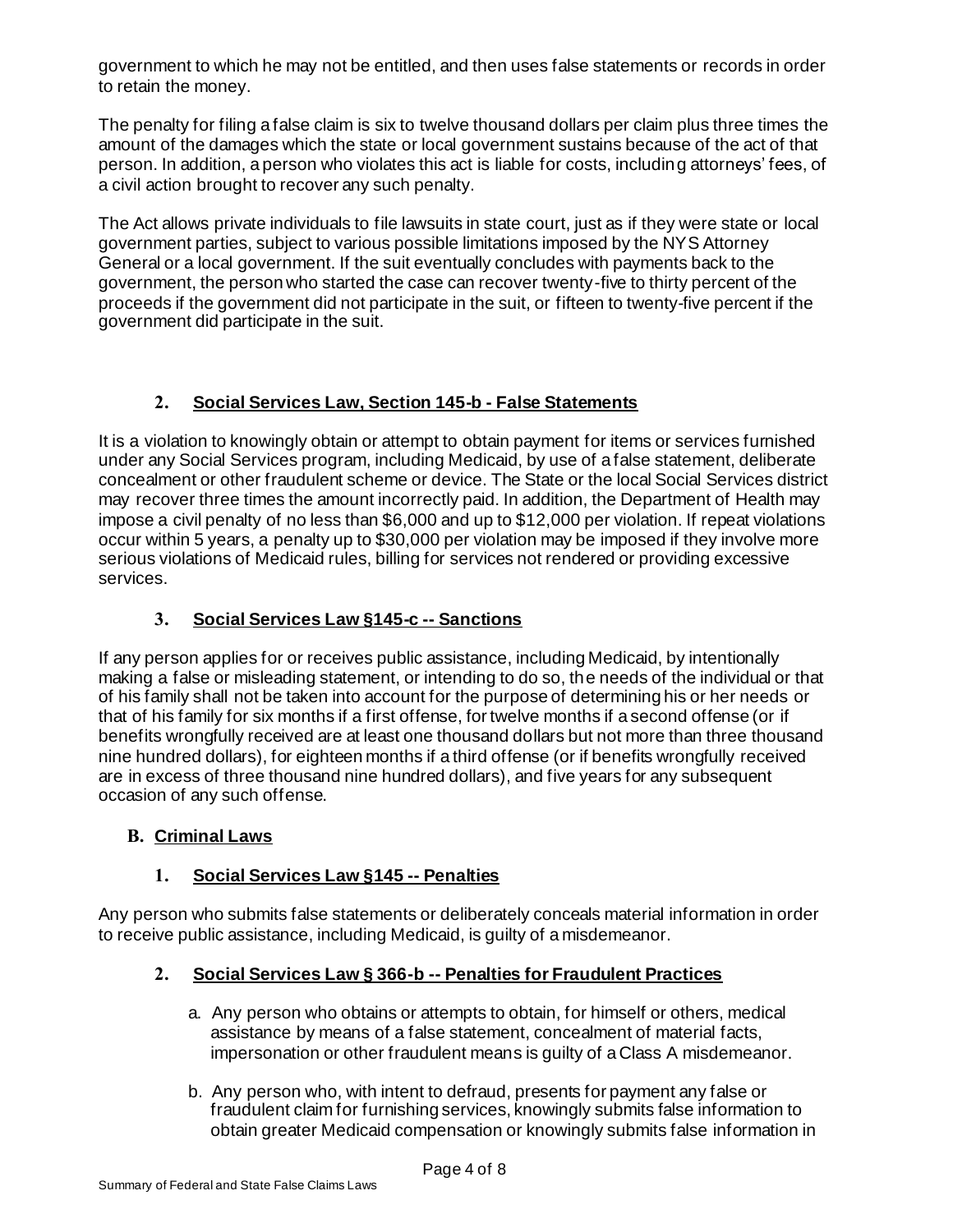government to which he may not be entitled, and then uses false statements or records in order to retain the money.

The penalty for filing a false claim is six to twelve thousand dollars per claim plus three times the amount of the damages which the state or local government sustains because of the act of that person. In addition, a person who violates this act is liable for costs, including attorneys' fees, of a civil action brought to recover any such penalty.

The Act allows private individuals to file lawsuits in state court, just as if they were state or local government parties, subject to various possible limitations imposed by the NYS Attorney General or a local government. If the suit eventually concludes with payments back to the government, the person who started the case can recover twenty-five to thirty percent of the proceeds if the government did not participate in the suit, or fifteen to twenty-five percent if the government did participate in the suit.

### 2. Social Services Law, Section 145-b - False Statements

It is a violation to knowingly obtain or attempt to obtain payment for items or services furnished under any Social Services program, including Medicaid, by use of a false statement, deliberate concealment or other fraudulent scheme or device. The State or the local Social Services district may recover three times the amount incorrectly paid. In addition, the Department of Health may impose a civil penalty of no less than $6,000 and up to $12,000 per violation. If repeat violations occur within 5 years, a penalty up to $30,000 per violation may be imposed if they involve more serious violations of Medicaid rules, billing for services not rendered or providing excessive services.

### 3. Social Services Law §145-c -- Sanctions

If any person applies for or receives public assistance, including Medicaid, by intentionally making a false or misleading statement, or intending to do so, the needs of the individual or that of his family shall not be taken into account for the purpose of determining his or her needs or that of his family for six months if a first offense, for twelve months if a second offense (or if benefits wrongfully received are at least one thousand dollars but not more than three thousand nine hundred dollars), for eighteen months if a third offense (or if benefits wrongfully received are in excess of three thousand nine hundred dollars), and five years for any subsequent occasion of any such offense.

## B. Criminal Laws

### 1. Social Services Law §145 -- Penalties

Any person who submits false statements or deliberately conceals material information in order to receive public assistance, including Medicaid, is guilty of a misdemeanor.

### 2. Social Services Law § 366-b -- Penalties for Fraudulent Practices

a. Any person who obtains or attempts to obtain, for himself or others, medical assistance by means of a false statement, concealment of material facts, impersonation or other fraudulent means is guilty of a Class A misdemeanor.

b. Any person who, with intent to defraud, presents for payment any false or fraudulent claim for furnishing services, knowingly submits false information to obtain greater Medicaid compensation or knowingly submits false information in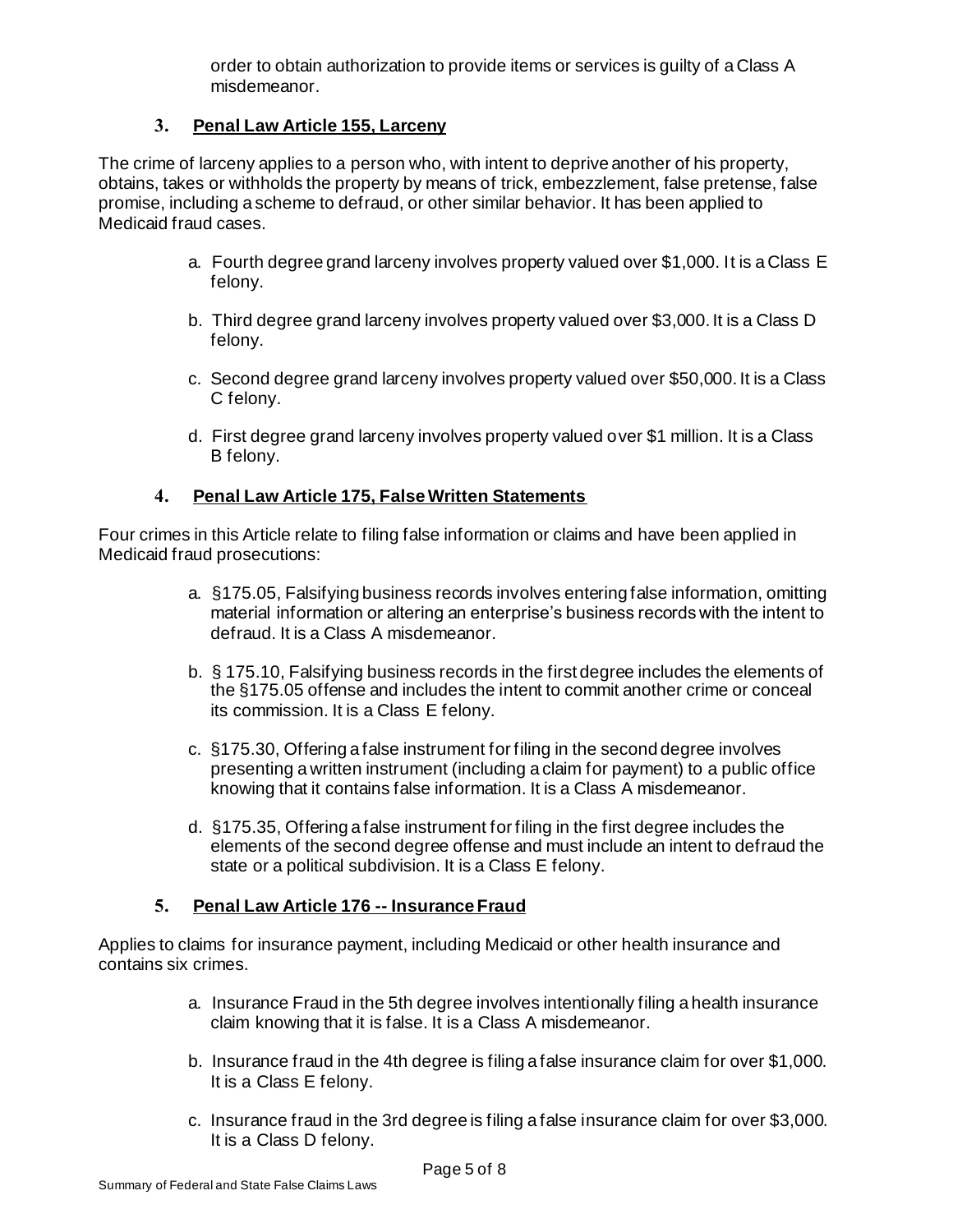order to obtain authorization to provide items or services is guilty of a Class A misdemeanor.

### 3. Penal Law Article 155, Larceny

The crime of larceny applies to a person who, with intent to deprive another of his property, obtains, takes or withholds the property by means of trick, embezzlement, false pretense, false promise, including a scheme to defraud, or other similar behavior. It has been applied to Medicaid fraud cases.

a. Fourth degree grand larceny involves property valued over $1,000. It is a Class E felony.

b. Third degree grand larceny involves property valued over $3,000. It is a Class D felony.

c. Second degree grand larceny involves property valued over $50,000. It is a Class C felony.

d. First degree grand larceny involves property valued over $1 million. It is a Class B felony.

### 4. Penal Law Article 175, False Written Statements

Four crimes in this Article relate to filing false information or claims and have been applied in Medicaid fraud prosecutions:

a. §175.05, Falsifying business records involves entering false information, omitting material information or altering an enterprise's business records with the intent to defraud. It is a Class A misdemeanor.

b. § 175.10, Falsifying business records in the first degree includes the elements of the §175.05 offense and includes the intent to commit another crime or conceal its commission. It is a Class E felony.

c. §175.30, Offering a false instrument for filing in the second degree involves presenting a written instrument (including a claim for payment) to a public office knowing that it contains false information. It is a Class A misdemeanor.

d. §175.35, Offering a false instrument for filing in the first degree includes the elements of the second degree offense and must include an intent to defraud the state or a political subdivision. It is a Class E felony.

### 5. Penal Law Article 176 -- Insurance Fraud

Applies to claims for insurance payment, including Medicaid or other health insurance and contains six crimes.

a. Insurance Fraud in the 5th degree involves intentionally filing a health insurance claim knowing that it is false. It is a Class A misdemeanor.

b. Insurance fraud in the 4th degree is filing a false insurance claim for over $1,000. It is a Class E felony.

c. Insurance fraud in the 3rd degree is filing a false insurance claim for over $3,000. It is a Class D felony.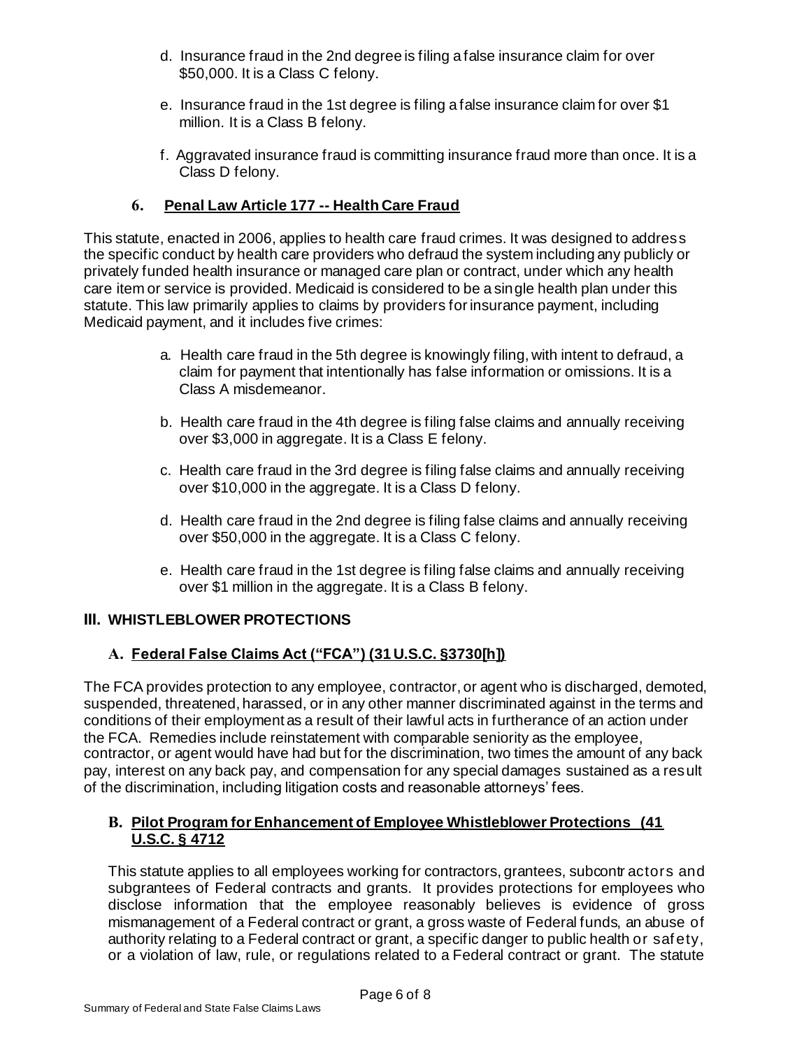d. Insurance fraud in the 2nd degree is filing a false insurance claim for over $50,000. It is a Class C felony.

e. Insurance fraud in the 1st degree is filing a false insurance claim for over $1 million. It is a Class B felony.

f. Aggravated insurance fraud is committing insurance fraud more than once. It is a Class D felony.

### 6. Penal Law Article 177 -- Health Care Fraud

This statute, enacted in 2006, applies to health care fraud crimes. It was designed to address the specific conduct by health care providers who defraud the system including any publicly or privately funded health insurance or managed care plan or contract, under which any health care item or service is provided. Medicaid is considered to be a single health plan under this statute. This law primarily applies to claims by providers for insurance payment, including Medicaid payment, and it includes five crimes:

a. Health care fraud in the 5th degree is knowingly filing, with intent to defraud, a claim for payment that intentionally has false information or omissions. It is a Class A misdemeanor.

b. Health care fraud in the 4th degree is filing false claims and annually receiving over $3,000 in aggregate. It is a Class E felony.

c. Health care fraud in the 3rd degree is filing false claims and annually receiving over $10,000 in the aggregate. It is a Class D felony.

d. Health care fraud in the 2nd degree is filing false claims and annually receiving over $50,000 in the aggregate. It is a Class C felony.

e. Health care fraud in the 1st degree is filing false claims and annually receiving over $1 million in the aggregate. It is a Class B felony.

## III. WHISTLEBLOWER PROTECTIONS

### A. Federal False Claims Act ("FCA") (31 U.S.C. §3730[h])

The FCA provides protection to any employee, contractor, or agent who is discharged, demoted, suspended, threatened, harassed, or in any other manner discriminated against in the terms and conditions of their employment as a result of their lawful acts in furtherance of an action under the FCA. Remedies include reinstatement with comparable seniority as the employee, contractor, or agent would have had but for the discrimination, two times the amount of any back pay, interest on any back pay, and compensation for any special damages sustained as a result of the discrimination, including litigation costs and reasonable attorneys' fees.

### B. Pilot Program for Enhancement of Employee Whistleblower Protections (41 U.S.C. § 4712

This statute applies to all employees working for contractors, grantees, subcontractors and subgrantees of Federal contracts and grants. It provides protections for employees who disclose information that the employee reasonably believes is evidence of gross mismanagement of a Federal contract or grant, a gross waste of Federal funds, an abuse of authority relating to a Federal contract or grant, a specific danger to public health or safety, or a violation of law, rule, or regulations related to a Federal contract or grant. The statute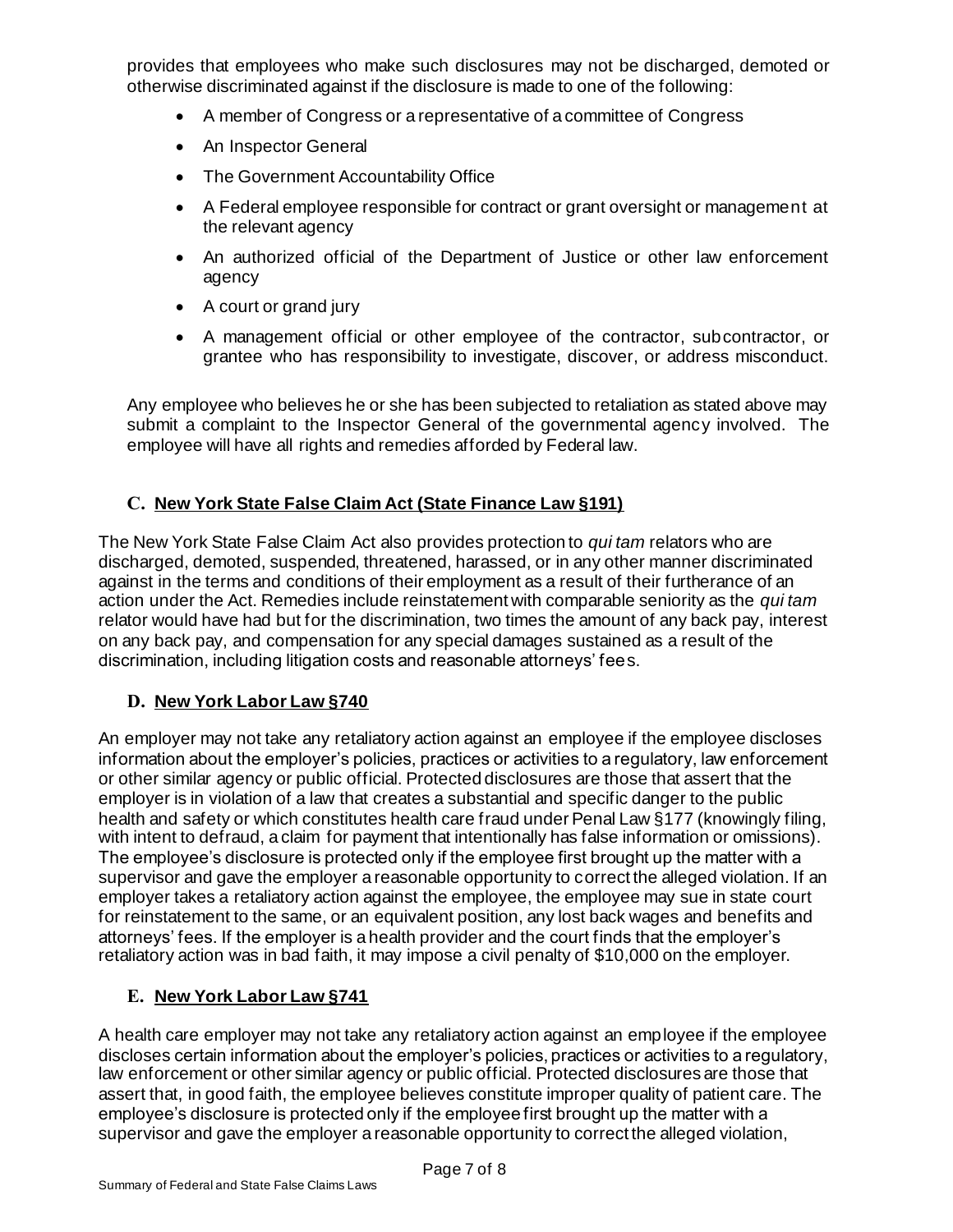provides that employees who make such disclosures may not be discharged, demoted or otherwise discriminated against if the disclosure is made to one of the following:

- A member of Congress or a representative of a committee of Congress
- An Inspector General
- The Government Accountability Office
- A Federal employee responsible for contract or grant oversight or management at the relevant agency
- An authorized official of the Department of Justice or other law enforcement agency
- A court or grand jury
- A management official or other employee of the contractor, subcontractor, or grantee who has responsibility to investigate, discover, or address misconduct.

Any employee who believes he or she has been subjected to retaliation as stated above may submit a complaint to the Inspector General of the governmental agency involved. The employee will have all rights and remedies afforded by Federal law.

### C. New York State False Claim Act (State Finance Law §191)

The New York State False Claim Act also provides protection to *qui tam* relators who are discharged, demoted, suspended, threatened, harassed, or in any other manner discriminated against in the terms and conditions of their employment as a result of their furtherance of an action under the Act. Remedies include reinstatement with comparable seniority as the *qui tam* relator would have had but for the discrimination, two times the amount of any back pay, interest on any back pay, and compensation for any special damages sustained as a result of the discrimination, including litigation costs and reasonable attorneys' fees.

### D. New York Labor Law §740

An employer may not take any retaliatory action against an employee if the employee discloses information about the employer's policies, practices or activities to a regulatory, law enforcement or other similar agency or public official. Protected disclosures are those that assert that the employer is in violation of a law that creates a substantial and specific danger to the public health and safety or which constitutes health care fraud under Penal Law §177 (knowingly filing, with intent to defraud, a claim for payment that intentionally has false information or omissions). The employee's disclosure is protected only if the employee first brought up the matter with a supervisor and gave the employer a reasonable opportunity to correct the alleged violation. If an employer takes a retaliatory action against the employee, the employee may sue in state court for reinstatement to the same, or an equivalent position, any lost back wages and benefits and attorneys' fees. If the employer is a health provider and the court finds that the employer's retaliatory action was in bad faith, it may impose a civil penalty of $10,000 on the employer.

### E. New York Labor Law §741

A health care employer may not take any retaliatory action against an employee if the employee discloses certain information about the employer's policies, practices or activities to a regulatory, law enforcement or other similar agency or public official. Protected disclosures are those that assert that, in good faith, the employee believes constitute improper quality of patient care. The employee's disclosure is protected only if the employee first brought up the matter with a supervisor and gave the employer a reasonable opportunity to correct the alleged violation,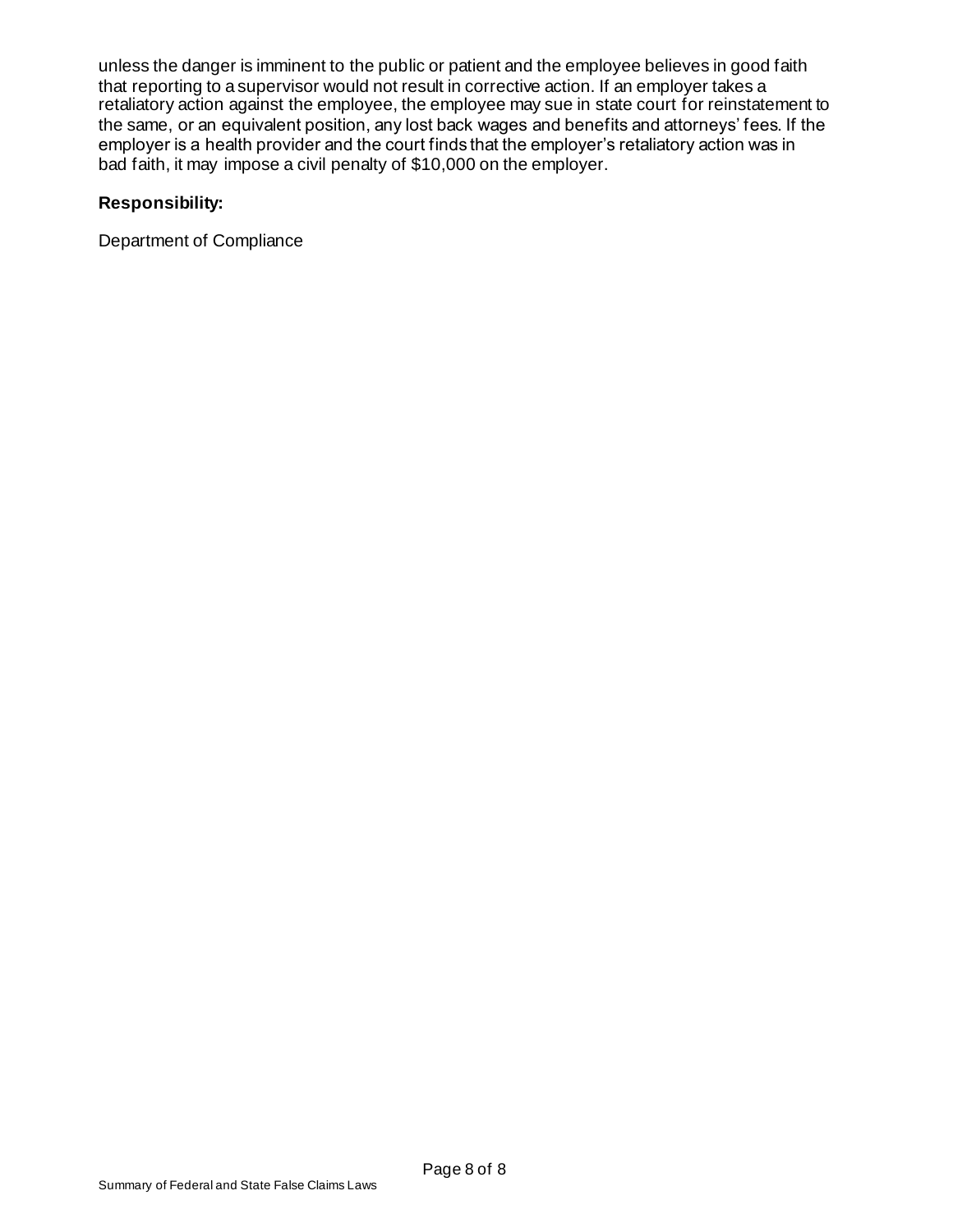unless the danger is imminent to the public or patient and the employee believes in good faith that reporting to a supervisor would not result in corrective action. If an employer takes a retaliatory action against the employee, the employee may sue in state court for reinstatement to the same, or an equivalent position, any lost back wages and benefits and attorneys' fees. If the employer is a health provider and the court finds that the employer's retaliatory action was in bad faith, it may impose a civil penalty of $10,000 on the employer.

**Responsibility:**

Department of Compliance